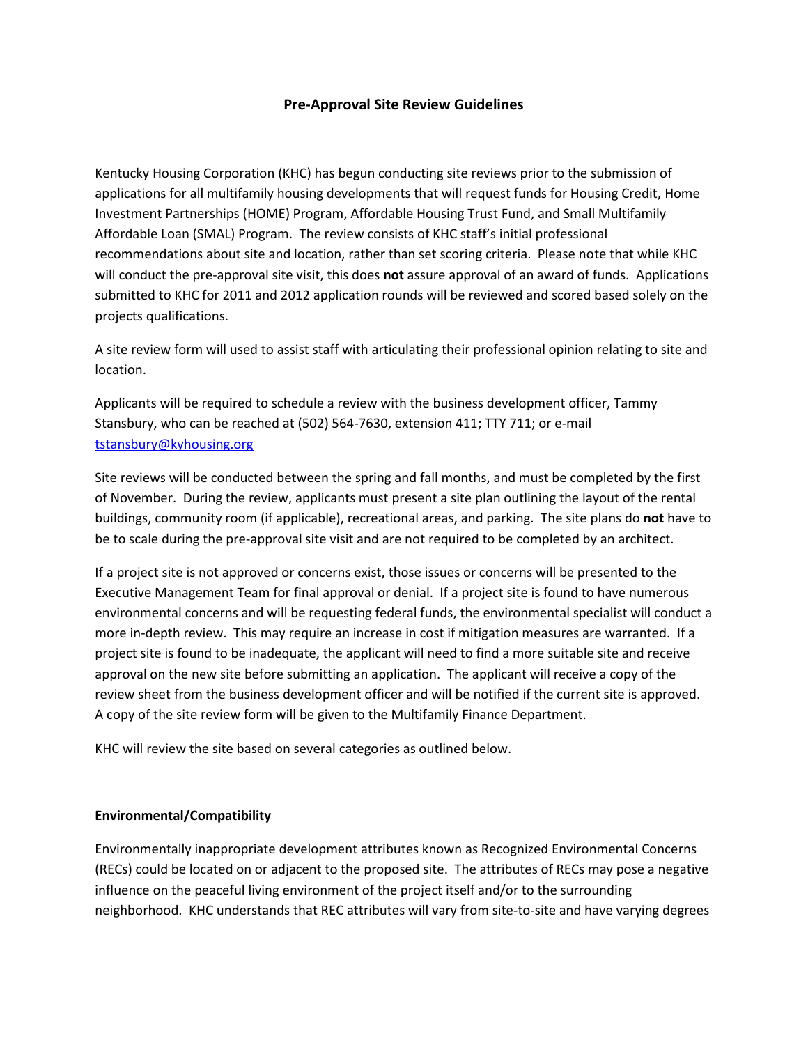## Pre-Approval Site Review Guidelines

Kentucky Housing Corporation (KHC) has begun conducting site reviews prior to the submission of applications for all multifamily housing developments that will request funds for Housing Credit, Home Investment Partnerships (HOME) Program, Affordable Housing Trust Fund, and Small Multifamily Affordable Loan (SMAL) Program. The review consists of KHC staff's initial professional recommendations about site and location, rather than set scoring criteria. Please note that while KHC will conduct the pre-approval site visit, this does **not** assure approval of an award of funds. Applications submitted to KHC for 2011 and 2012 application rounds will be reviewed and scored based solely on the projects qualifications.

A site review form will used to assist staff with articulating their professional opinion relating to site and location.

Applicants will be required to schedule a review with the business development officer, Tammy Stansbury, who can be reached at (502) 564-7630, extension 411; TTY 711; or e-mail [tstansbury@kyhousing.org](mailto:tstansbury@kyhousing.org)

Site reviews will be conducted between the spring and fall months, and must be completed by the first of November. During the review, applicants must present a site plan outlining the layout of the rental buildings, community room (if applicable), recreational areas, and parking. The site plans do **not** have to be to scale during the pre-approval site visit and are not required to be completed by an architect.

If a project site is not approved or concerns exist, those issues or concerns will be presented to the Executive Management Team for final approval or denial. If a project site is found to have numerous environmental concerns and will be requesting federal funds, the environmental specialist will conduct a more in-depth review. This may require an increase in cost if mitigation measures are warranted. If a project site is found to be inadequate, the applicant will need to find a more suitable site and receive approval on the new site before submitting an application. The applicant will receive a copy of the review sheet from the business development officer and will be notified if the current site is approved. A copy of the site review form will be given to the Multifamily Finance Department.

KHC will review the site based on several categories as outlined below.

**Environmental/Compatibility**

Environmentally inappropriate development attributes known as Recognized Environmental Concerns (RECs) could be located on or adjacent to the proposed site. The attributes of RECs may pose a negative influence on the peaceful living environment of the project itself and/or to the surrounding neighborhood. KHC understands that REC attributes will vary from site-to-site and have varying degrees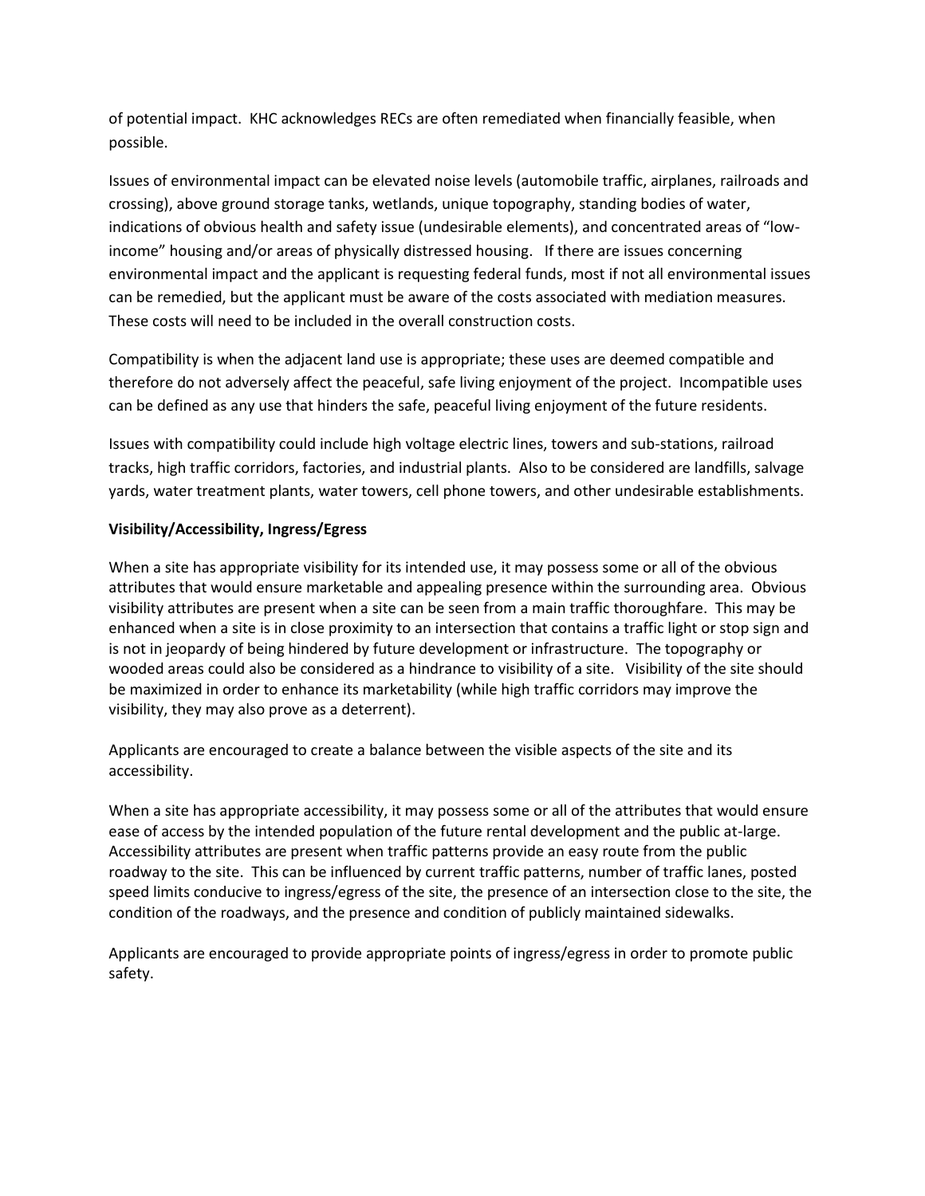of potential impact. KHC acknowledges RECs are often remediated when financially feasible, when possible.

Issues of environmental impact can be elevated noise levels (automobile traffic, airplanes, railroads and crossing), above ground storage tanks, wetlands, unique topography, standing bodies of water, indications of obvious health and safety issue (undesirable elements), and concentrated areas of "low-income" housing and/or areas of physically distressed housing. If there are issues concerning environmental impact and the applicant is requesting federal funds, most if not all environmental issues can be remedied, but the applicant must be aware of the costs associated with mediation measures. These costs will need to be included in the overall construction costs.

Compatibility is when the adjacent land use is appropriate; these uses are deemed compatible and therefore do not adversely affect the peaceful, safe living enjoyment of the project. Incompatible uses can be defined as any use that hinders the safe, peaceful living enjoyment of the future residents.

Issues with compatibility could include high voltage electric lines, towers and sub-stations, railroad tracks, high traffic corridors, factories, and industrial plants. Also to be considered are landfills, salvage yards, water treatment plants, water towers, cell phone towers, and other undesirable establishments.

**Visibility/Accessibility, Ingress/Egress**

When a site has appropriate visibility for its intended use, it may possess some or all of the obvious attributes that would ensure marketable and appealing presence within the surrounding area. Obvious visibility attributes are present when a site can be seen from a main traffic thoroughfare. This may be enhanced when a site is in close proximity to an intersection that contains a traffic light or stop sign and is not in jeopardy of being hindered by future development or infrastructure. The topography or wooded areas could also be considered as a hindrance to visibility of a site. Visibility of the site should be maximized in order to enhance its marketability (while high traffic corridors may improve the visibility, they may also prove as a deterrent).

Applicants are encouraged to create a balance between the visible aspects of the site and its accessibility.

When a site has appropriate accessibility, it may possess some or all of the attributes that would ensure ease of access by the intended population of the future rental development and the public at-large. Accessibility attributes are present when traffic patterns provide an easy route from the public roadway to the site. This can be influenced by current traffic patterns, number of traffic lanes, posted speed limits conducive to ingress/egress of the site, the presence of an intersection close to the site, the condition of the roadways, and the presence and condition of publicly maintained sidewalks.

Applicants are encouraged to provide appropriate points of ingress/egress in order to promote public safety.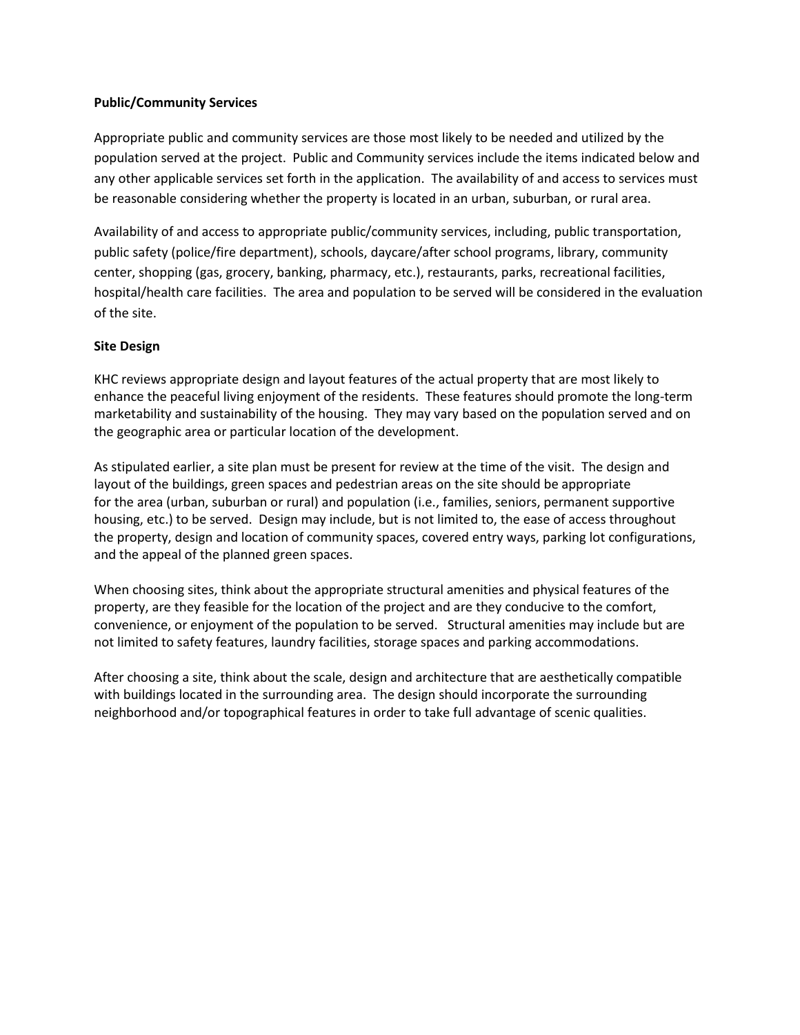**Public/Community Services**

Appropriate public and community services are those most likely to be needed and utilized by the population served at the project. Public and Community services include the items indicated below and any other applicable services set forth in the application. The availability of and access to services must be reasonable considering whether the property is located in an urban, suburban, or rural area.

Availability of and access to appropriate public/community services, including, public transportation, public safety (police/fire department), schools, daycare/after school programs, library, community center, shopping (gas, grocery, banking, pharmacy, etc.), restaurants, parks, recreational facilities, hospital/health care facilities. The area and population to be served will be considered in the evaluation of the site.

**Site Design**

KHC reviews appropriate design and layout features of the actual property that are most likely to enhance the peaceful living enjoyment of the residents. These features should promote the long-term marketability and sustainability of the housing. They may vary based on the population served and on the geographic area or particular location of the development.

As stipulated earlier, a site plan must be present for review at the time of the visit. The design and layout of the buildings, green spaces and pedestrian areas on the site should be appropriate for the area (urban, suburban or rural) and population (i.e., families, seniors, permanent supportive housing, etc.) to be served. Design may include, but is not limited to, the ease of access throughout the property, design and location of community spaces, covered entry ways, parking lot configurations, and the appeal of the planned green spaces.

When choosing sites, think about the appropriate structural amenities and physical features of the property, are they feasible for the location of the project and are they conducive to the comfort, convenience, or enjoyment of the population to be served. Structural amenities may include but are not limited to safety features, laundry facilities, storage spaces and parking accommodations.

After choosing a site, think about the scale, design and architecture that are aesthetically compatible with buildings located in the surrounding area. The design should incorporate the surrounding neighborhood and/or topographical features in order to take full advantage of scenic qualities.